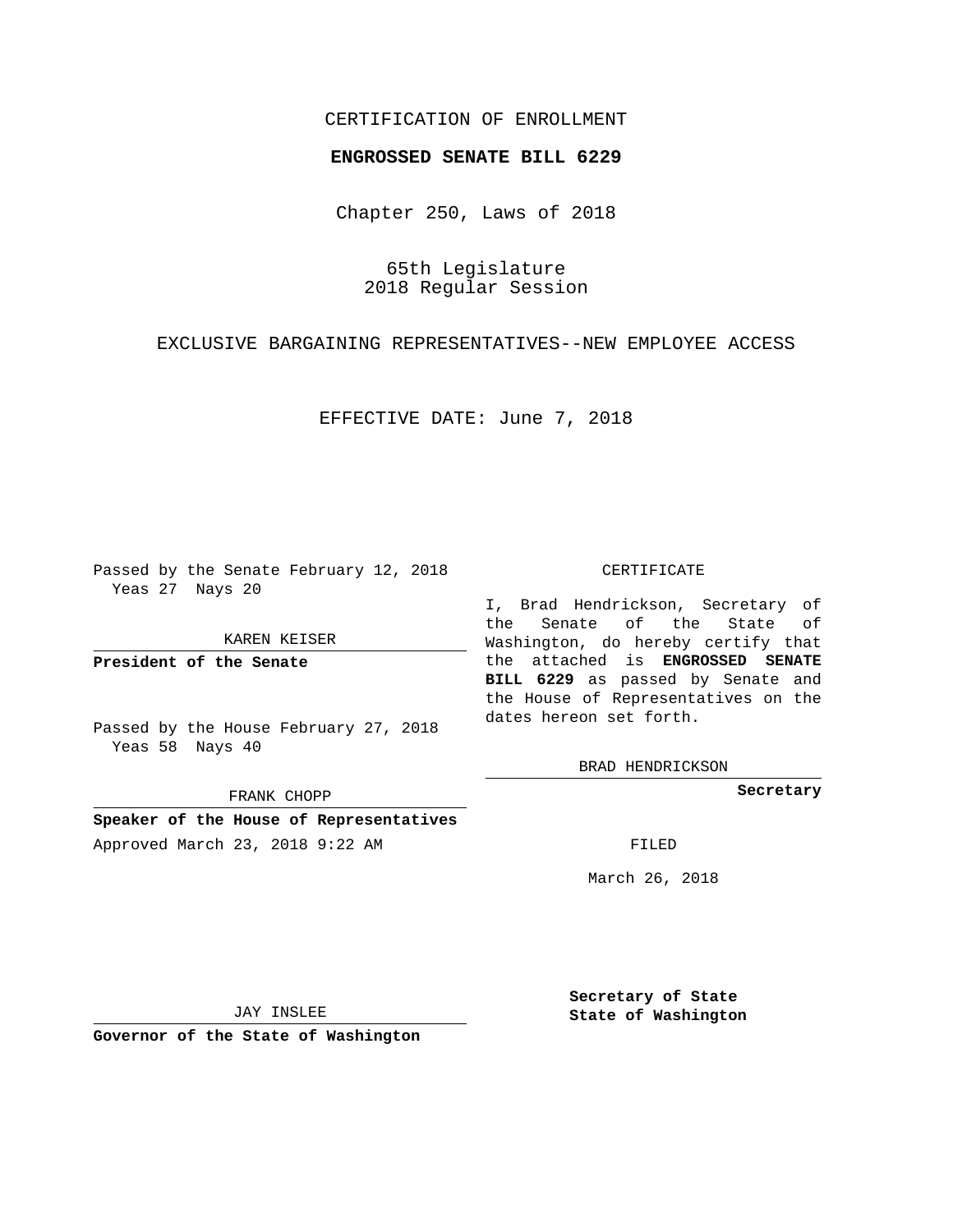CERTIFICATION OF ENROLLMENT

**ENGROSSED SENATE BILL 6229**

Chapter 250, Laws of 2018

65th Legislature
2018 Regular Session

EXCLUSIVE BARGAINING REPRESENTATIVES--NEW EMPLOYEE ACCESS

EFFECTIVE DATE: June 7, 2018

Passed by the Senate February 12, 2018
Yeas 27 Nays 20

KAREN KEISER

**President of the Senate**

Passed by the House February 27, 2018
Yeas 58 Nays 40

FRANK CHOPP

**Speaker of the House of Representatives**

Approved March 23, 2018 9:22 AM

JAY INSLEE

**Governor of the State of Washington**

CERTIFICATE

I, Brad Hendrickson, Secretary of the Senate of the State of Washington, do hereby certify that the attached is **ENGROSSED SENATE BILL 6229** as passed by Senate and the House of Representatives on the dates hereon set forth.

BRAD HENDRICKSON

**Secretary**

FILED

March 26, 2018

**Secretary of State**
**State of Washington**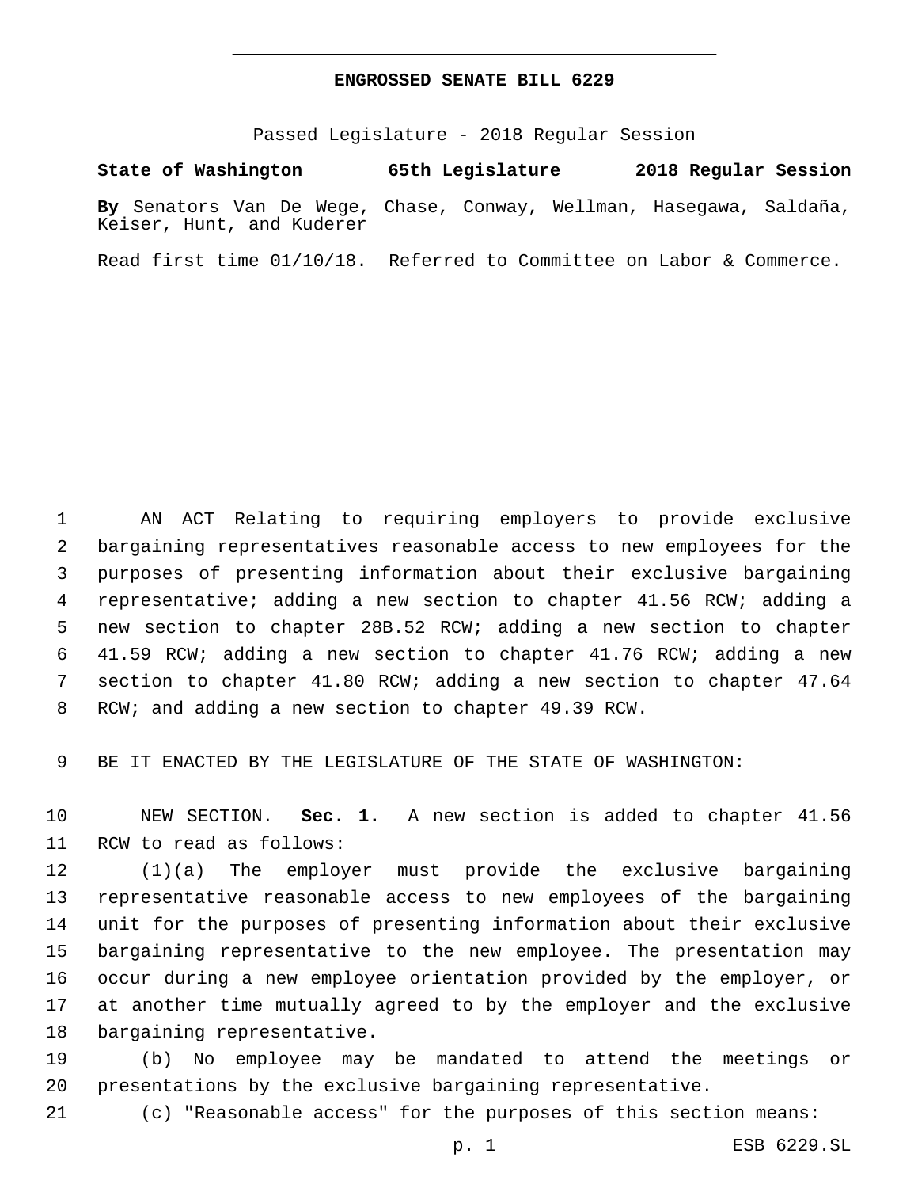**ENGROSSED SENATE BILL 6229**

Passed Legislature - 2018 Regular Session

**State of Washington 65th Legislature 2018 Regular Session**

**By** Senators Van De Wege, Chase, Conway, Wellman, Hasegawa, Saldaña, Keiser, Hunt, and Kuderer

Read first time 01/10/18. Referred to Committee on Labor & Commerce.

AN ACT Relating to requiring employers to provide exclusive bargaining representatives reasonable access to new employees for the purposes of presenting information about their exclusive bargaining representative; adding a new section to chapter 41.56 RCW; adding a new section to chapter 28B.52 RCW; adding a new section to chapter 41.59 RCW; adding a new section to chapter 41.76 RCW; adding a new section to chapter 41.80 RCW; adding a new section to chapter 47.64 RCW; and adding a new section to chapter 49.39 RCW.

BE IT ENACTED BY THE LEGISLATURE OF THE STATE OF WASHINGTON:

NEW SECTION. **Sec. 1.** A new section is added to chapter 41.56 RCW to read as follows:

(1)(a) The employer must provide the exclusive bargaining representative reasonable access to new employees of the bargaining unit for the purposes of presenting information about their exclusive bargaining representative to the new employee. The presentation may occur during a new employee orientation provided by the employer, or at another time mutually agreed to by the employer and the exclusive bargaining representative.

(b) No employee may be mandated to attend the meetings or presentations by the exclusive bargaining representative.

(c) "Reasonable access" for the purposes of this section means: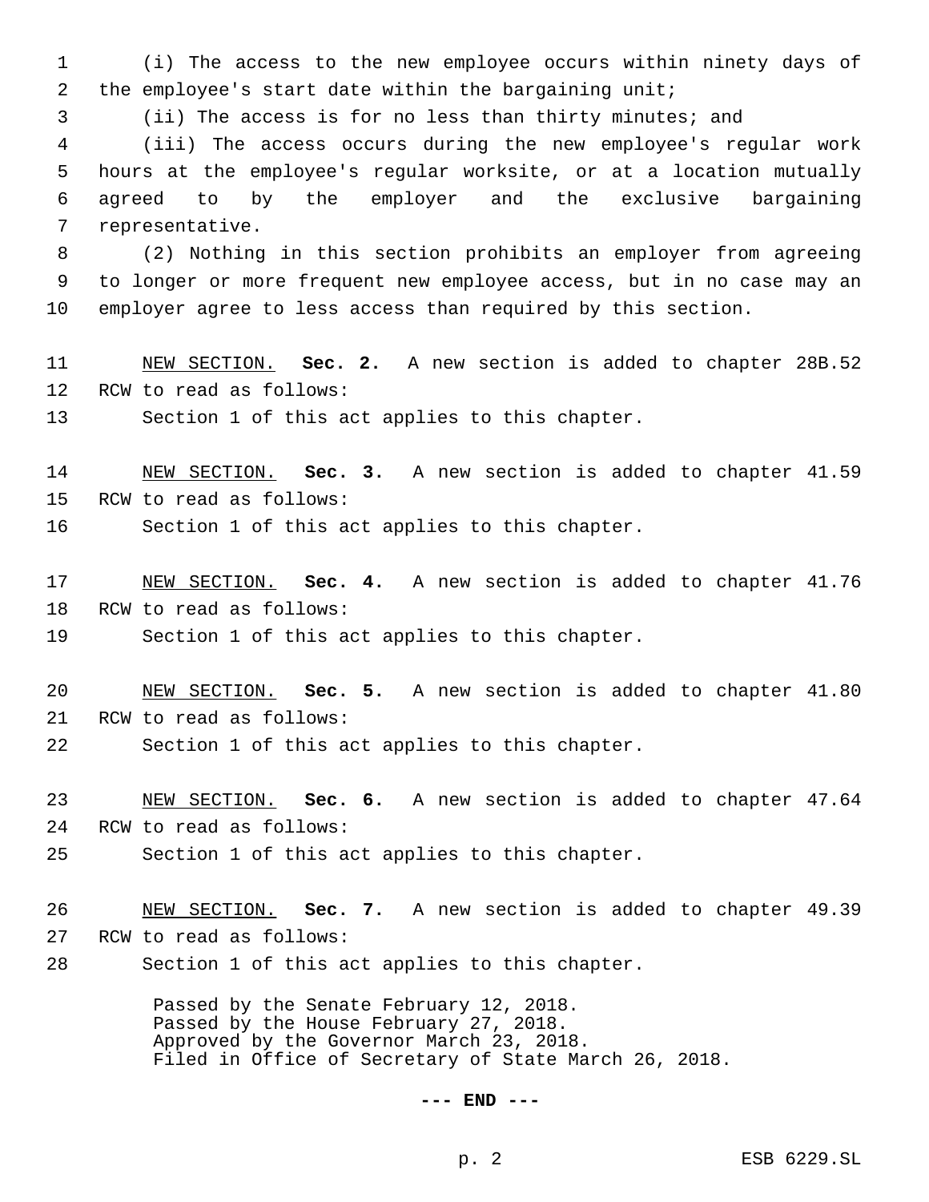(i) The access to the new employee occurs within ninety days of the employee's start date within the bargaining unit;

(ii) The access is for no less than thirty minutes; and

(iii) The access occurs during the new employee's regular work hours at the employee's regular worksite, or at a location mutually agreed to by the employer and the exclusive bargaining representative.

(2) Nothing in this section prohibits an employer from agreeing to longer or more frequent new employee access, but in no case may an employer agree to less access than required by this section.

NEW SECTION. **Sec. 2.** A new section is added to chapter 28B.52 RCW to read as follows:

Section 1 of this act applies to this chapter.

NEW SECTION. **Sec. 3.** A new section is added to chapter 41.59 RCW to read as follows:

Section 1 of this act applies to this chapter.

NEW SECTION. **Sec. 4.** A new section is added to chapter 41.76 RCW to read as follows:

Section 1 of this act applies to this chapter.

NEW SECTION. **Sec. 5.** A new section is added to chapter 41.80 RCW to read as follows:

Section 1 of this act applies to this chapter.

NEW SECTION. **Sec. 6.** A new section is added to chapter 47.64 RCW to read as follows:

Section 1 of this act applies to this chapter.

NEW SECTION. **Sec. 7.** A new section is added to chapter 49.39 RCW to read as follows:

Section 1 of this act applies to this chapter.

Passed by the Senate February 12, 2018.
Passed by the House February 27, 2018.
Approved by the Governor March 23, 2018.
Filed in Office of Secretary of State March 26, 2018.

**--- END ---**